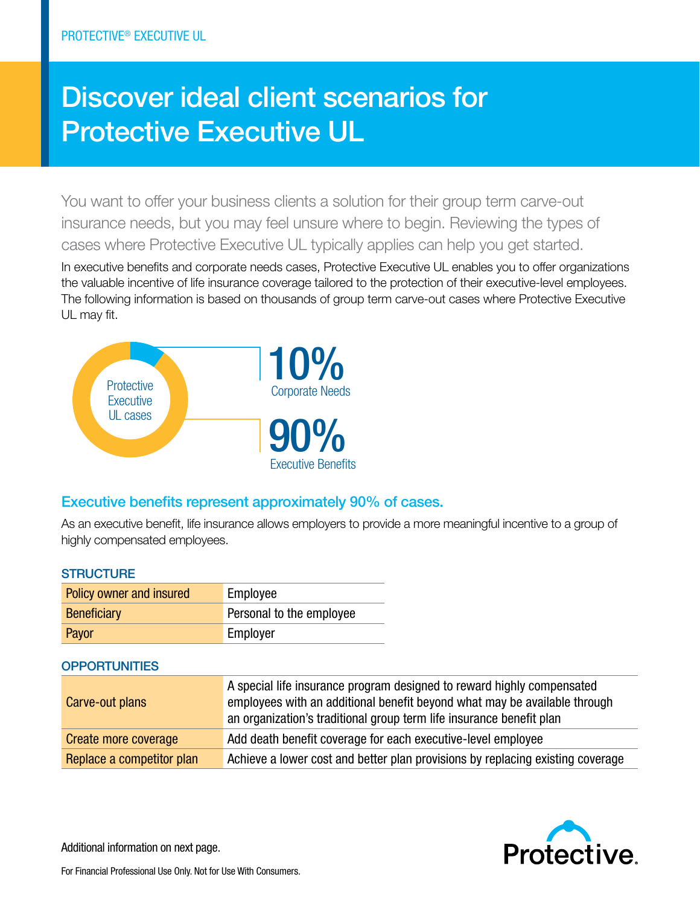PROTECTIVE® EXECUTIVE UL

# Discover ideal client scenarios for Protective Executive UL

You want to offer your business clients a solution for their group term carve-out insurance needs, but you may feel unsure where to begin. Reviewing the types of cases where Protective Executive UL typically applies can help you get started.

In executive benefits and corporate needs cases, Protective Executive UL enables you to offer organizations the valuable incentive of life insurance coverage tailored to the protection of their executive-level employees. The following information is based on thousands of group term carve-out cases where Protective Executive UL may fit.

Protective Executive UL cases

**10%** Corporate Needs

**90%** Executive Benefits

## Executive benefits represent approximately 90% of cases.

As an executive benefit, life insurance allows employers to provide a more meaningful incentive to a group of highly compensated employees.

### STRUCTURE

| | |
|---|---|
| Policy owner and insured | Employee |
| Beneficiary | Personal to the employee |
| Payor | Employer |

### OPPORTUNITIES

| | |
|---|---|
| Carve-out plans | A special life insurance program designed to reward highly compensated employees with an additional benefit beyond what may be available through an organization's traditional group term life insurance benefit plan |
| Create more coverage | Add death benefit coverage for each executive-level employee |
| Replace a competitor plan | Achieve a lower cost and better plan provisions by replacing existing coverage |

Additional information on next page.

For Financial Professional Use Only. Not for Use With Consumers.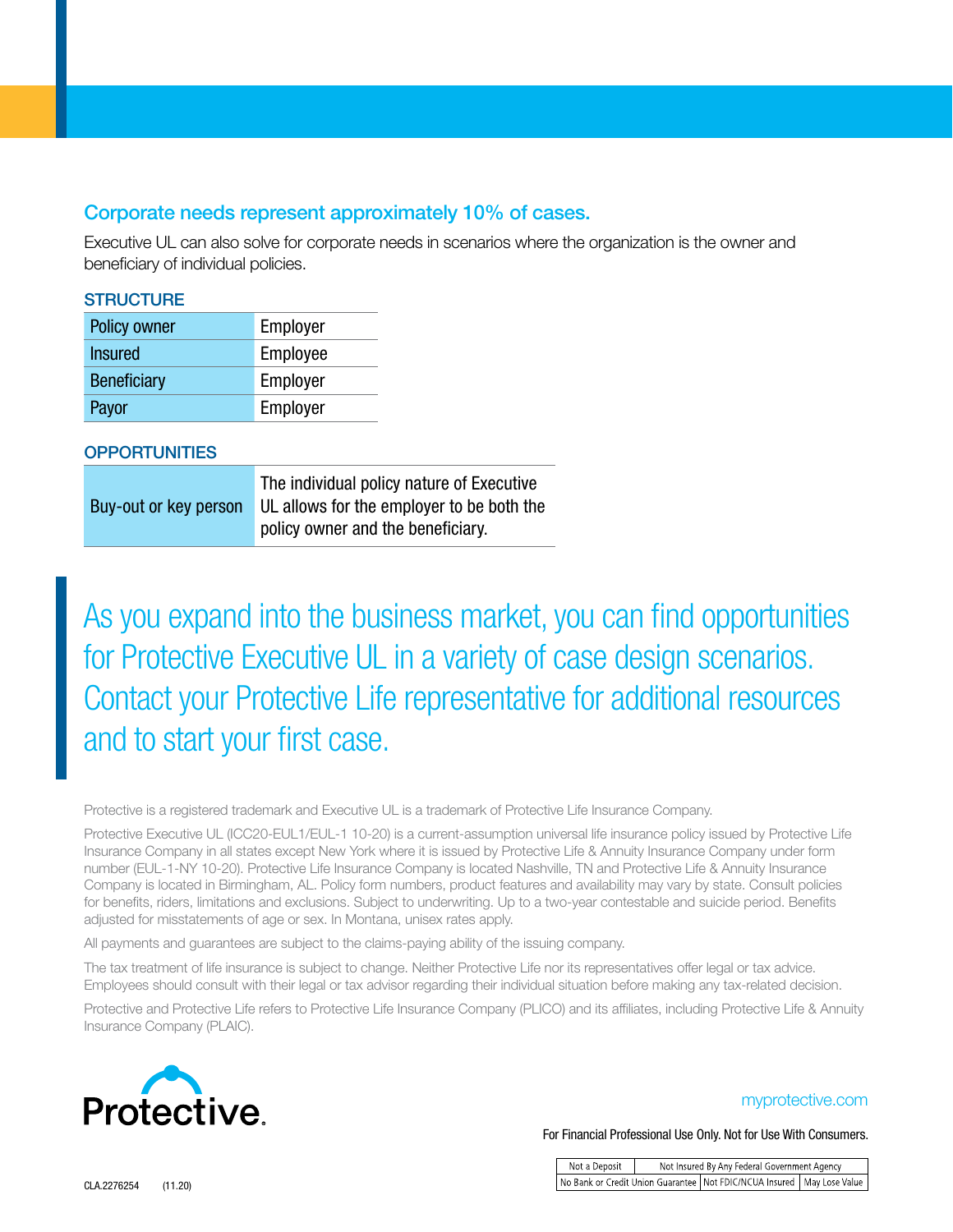## Corporate needs represent approximately 10% of cases.

Executive UL can also solve for corporate needs in scenarios where the organization is the owner and beneficiary of individual policies.

### STRUCTURE

| | |
|---|---|
| Policy owner | Employer |
| Insured | Employee |
| Beneficiary | Employer |
| Payor | Employer |

### OPPORTUNITIES

| | |
|---|---|
| Buy-out or key person | The individual policy nature of Executive UL allows for the employer to be both the policy owner and the beneficiary. |

As you expand into the business market, you can find opportunities for Protective Executive UL in a variety of case design scenarios. Contact your Protective Life representative for additional resources and to start your first case.

Protective is a registered trademark and Executive UL is a trademark of Protective Life Insurance Company.

Protective Executive UL (ICC20-EUL1/EUL-1 10-20) is a current-assumption universal life insurance policy issued by Protective Life Insurance Company in all states except New York where it is issued by Protective Life & Annuity Insurance Company under form number (EUL-1-NY 10-20). Protective Life Insurance Company is located Nashville, TN and Protective Life & Annuity Insurance Company is located in Birmingham, AL. Policy form numbers, product features and availability may vary by state. Consult policies for benefits, riders, limitations and exclusions. Subject to underwriting. Up to a two-year contestable and suicide period. Benefits adjusted for misstatements of age or sex. In Montana, unisex rates apply.

All payments and guarantees are subject to the claims-paying ability of the issuing company.

The tax treatment of life insurance is subject to change. Neither Protective Life nor its representatives offer legal or tax advice. Employees should consult with their legal or tax advisor regarding their individual situation before making any tax-related decision.

Protective and Protective Life refers to Protective Life Insurance Company (PLICO) and its affiliates, including Protective Life & Annuity Insurance Company (PLAIC).

Protective.

myprotective.com

For Financial Professional Use Only. Not for Use With Consumers.

| Not a Deposit | Not Insured By Any Federal Government Agency | |
|---|---|---|
| No Bank or Credit Union Guarantee | Not FDIC/NCUA Insured | May Lose Value |

CLA.2276254 (11.20)